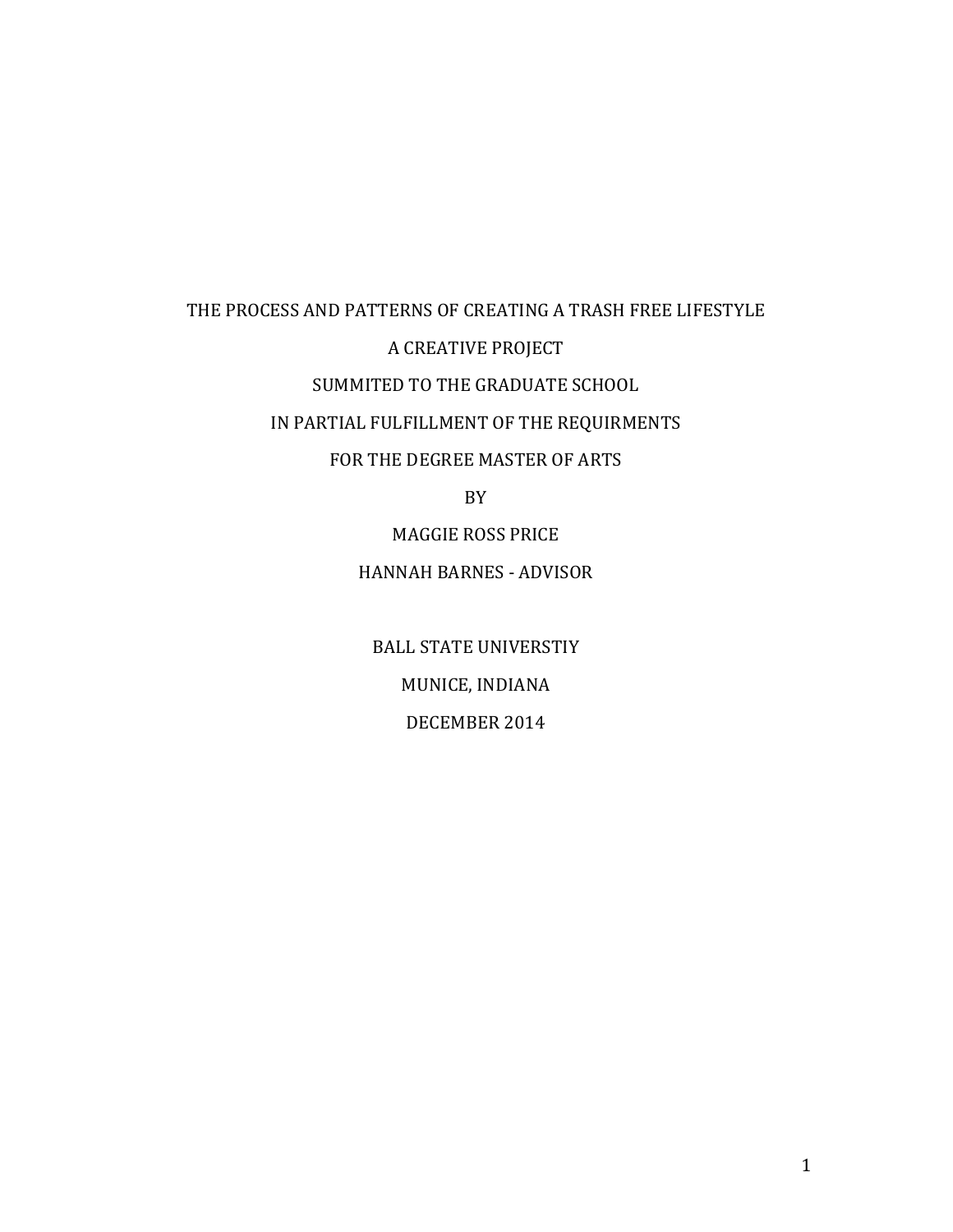THE PROCESS AND PATTERNS OF CREATING A TRASH FREE LIFESTYLE

A CREATIVE PROJECT

SUMMITED TO THE GRADUATE SCHOOL

IN PARTIAL FULFILLMENT OF THE REQUIRMENTS

FOR THE DEGREE MASTER OF ARTS

BY

MAGGIE ROSS PRICE

HANNAH BARNES - ADVISOR

BALL STATE UNIVERSTIY

MUNICE, INDIANA

DECEMBER 2014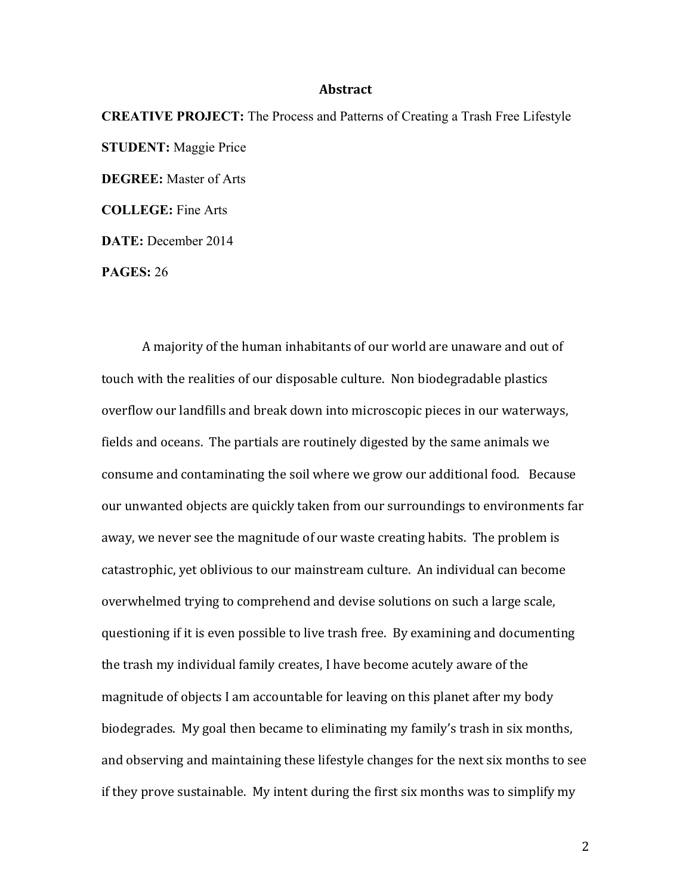# Abstract

**CREATIVE PROJECT:** The Process and Patterns of Creating a Trash Free Lifestyle

**STUDENT:** Maggie Price

**DEGREE:** Master of Arts

**COLLEGE:** Fine Arts

**DATE:** December 2014

**PAGES:** 26

A majority of the human inhabitants of our world are unaware and out of touch with the realities of our disposable culture. Non biodegradable plastics overflow our landfills and break down into microscopic pieces in our waterways, fields and oceans. The partials are routinely digested by the same animals we consume and contaminating the soil where we grow our additional food. Because our unwanted objects are quickly taken from our surroundings to environments far away, we never see the magnitude of our waste creating habits. The problem is catastrophic, yet oblivious to our mainstream culture. An individual can become overwhelmed trying to comprehend and devise solutions on such a large scale, questioning if it is even possible to live trash free. By examining and documenting the trash my individual family creates, I have become acutely aware of the magnitude of objects I am accountable for leaving on this planet after my body biodegrades. My goal then became to eliminating my family's trash in six months, and observing and maintaining these lifestyle changes for the next six months to see if they prove sustainable. My intent during the first six months was to simplify my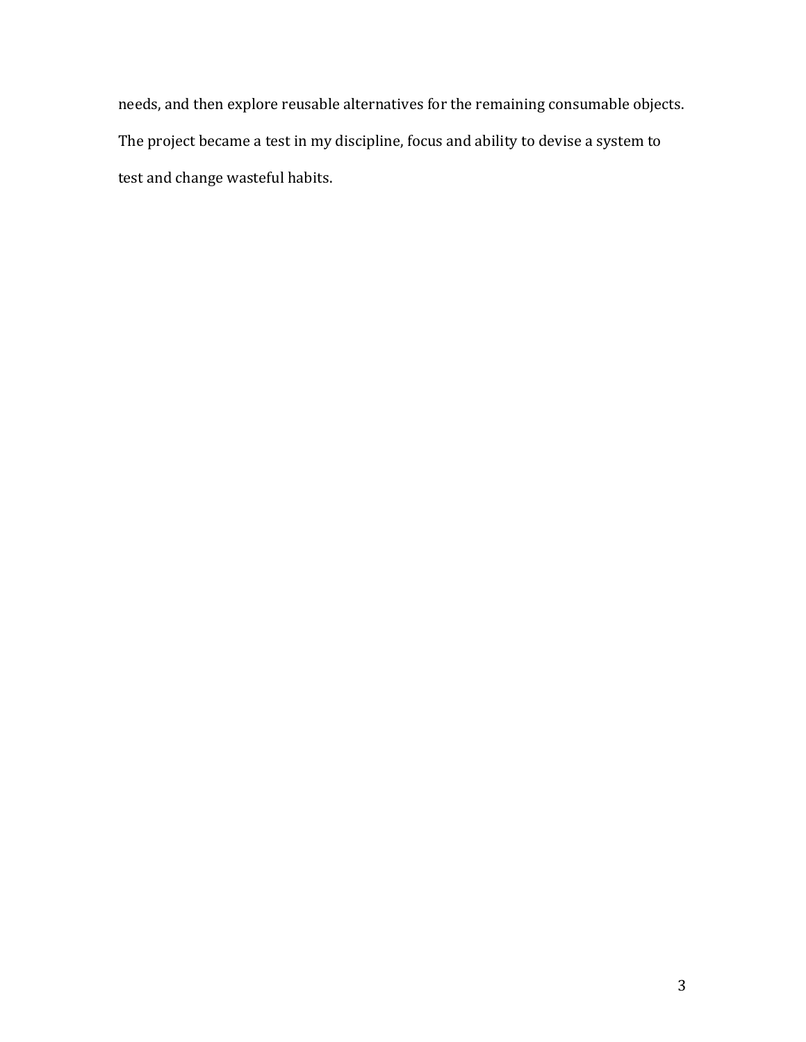needs, and then explore reusable alternatives for the remaining consumable objects. The project became a test in my discipline, focus and ability to devise a system to test and change wasteful habits.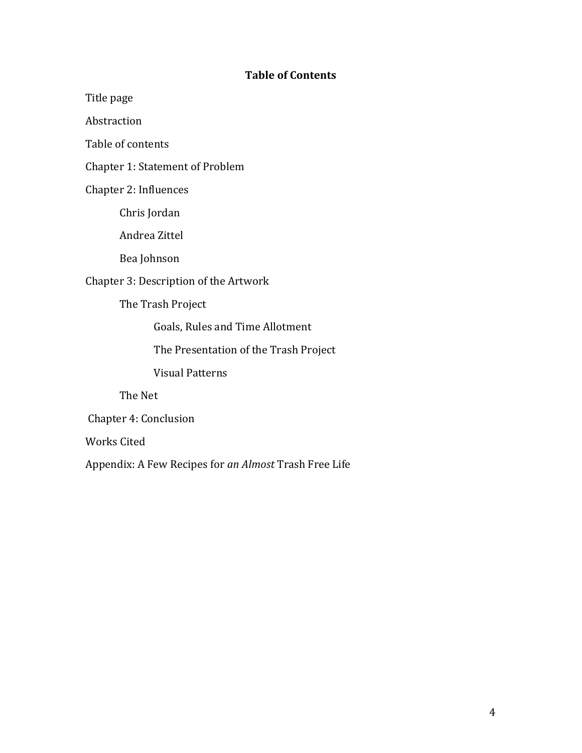**Table of Contents**

Title page

Abstraction

Table of contents

Chapter 1: Statement of Problem

Chapter 2: Influences

- Chris Jordan
- Andrea Zittel
- Bea Johnson

Chapter 3: Description of the Artwork

- The Trash Project
    - Goals, Rules and Time Allotment
    - The Presentation of the Trash Project
    - Visual Patterns
- The Net

Chapter 4: Conclusion

Works Cited

Appendix: A Few Recipes for *an Almost* Trash Free Life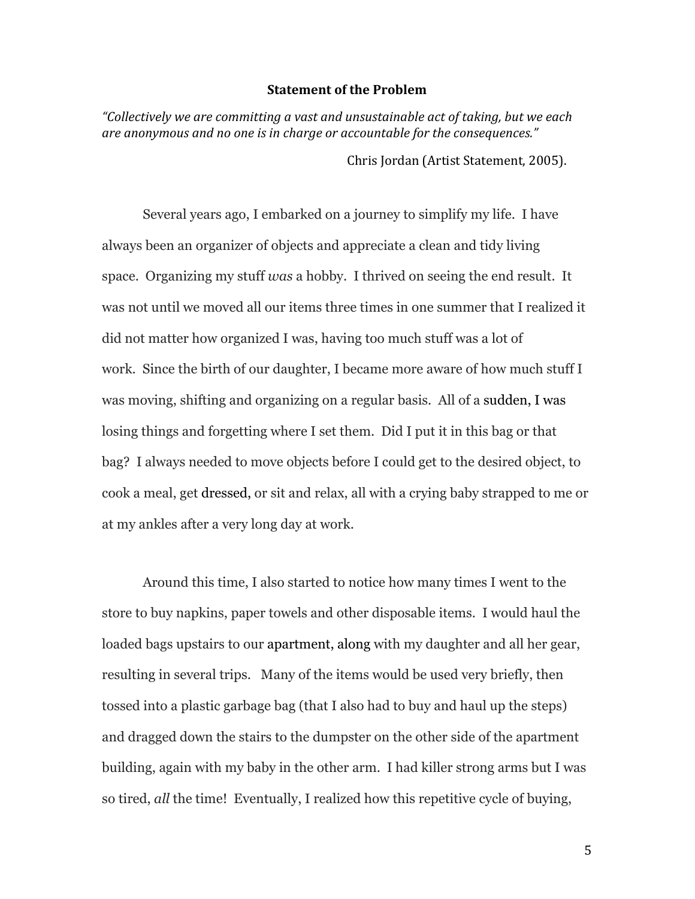## Statement of the Problem

*"Collectively we are committing a vast and unsustainable act of taking, but we each are anonymous and no one is in charge or accountable for the consequences."*

Chris Jordan (Artist Statement, 2005).

Several years ago, I embarked on a journey to simplify my life. I have always been an organizer of objects and appreciate a clean and tidy living space. Organizing my stuff *was* a hobby. I thrived on seeing the end result. It was not until we moved all our items three times in one summer that I realized it did not matter how organized I was, having too much stuff was a lot of work. Since the birth of our daughter, I became more aware of how much stuff I was moving, shifting and organizing on a regular basis. All of a sudden, I was losing things and forgetting where I set them. Did I put it in this bag or that bag? I always needed to move objects before I could get to the desired object, to cook a meal, get dressed, or sit and relax, all with a crying baby strapped to me or at my ankles after a very long day at work.

Around this time, I also started to notice how many times I went to the store to buy napkins, paper towels and other disposable items. I would haul the loaded bags upstairs to our apartment, along with my daughter and all her gear, resulting in several trips. Many of the items would be used very briefly, then tossed into a plastic garbage bag (that I also had to buy and haul up the steps) and dragged down the stairs to the dumpster on the other side of the apartment building, again with my baby in the other arm. I had killer strong arms but I was so tired, *all* the time! Eventually, I realized how this repetitive cycle of buying,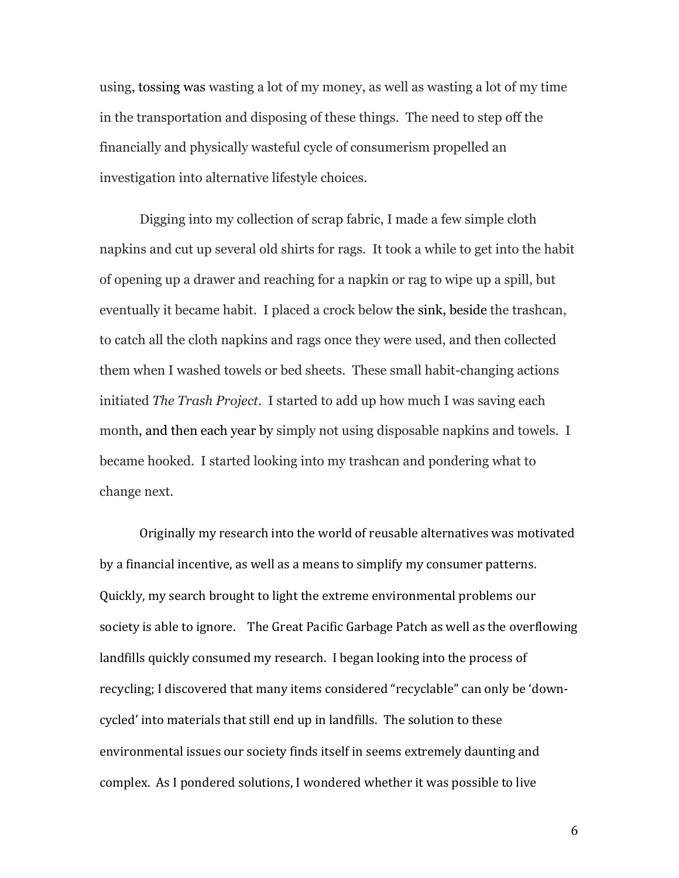using, tossing was wasting a lot of my money, as well as wasting a lot of my time in the transportation and disposing of these things. The need to step off the financially and physically wasteful cycle of consumerism propelled an investigation into alternative lifestyle choices.

Digging into my collection of scrap fabric, I made a few simple cloth napkins and cut up several old shirts for rags. It took a while to get into the habit of opening up a drawer and reaching for a napkin or rag to wipe up a spill, but eventually it became habit. I placed a crock below the sink, beside the trashcan, to catch all the cloth napkins and rags once they were used, and then collected them when I washed towels or bed sheets. These small habit-changing actions initiated *The Trash Project*. I started to add up how much I was saving each month, and then each year by simply not using disposable napkins and towels. I became hooked. I started looking into my trashcan and pondering what to change next.

Originally my research into the world of reusable alternatives was motivated by a financial incentive, as well as a means to simplify my consumer patterns. Quickly, my search brought to light the extreme environmental problems our society is able to ignore. The Great Pacific Garbage Patch as well as the overflowing landfills quickly consumed my research. I began looking into the process of recycling; I discovered that many items considered "recyclable" can only be 'down-cycled' into materials that still end up in landfills. The solution to these environmental issues our society finds itself in seems extremely daunting and complex. As I pondered solutions, I wondered whether it was possible to live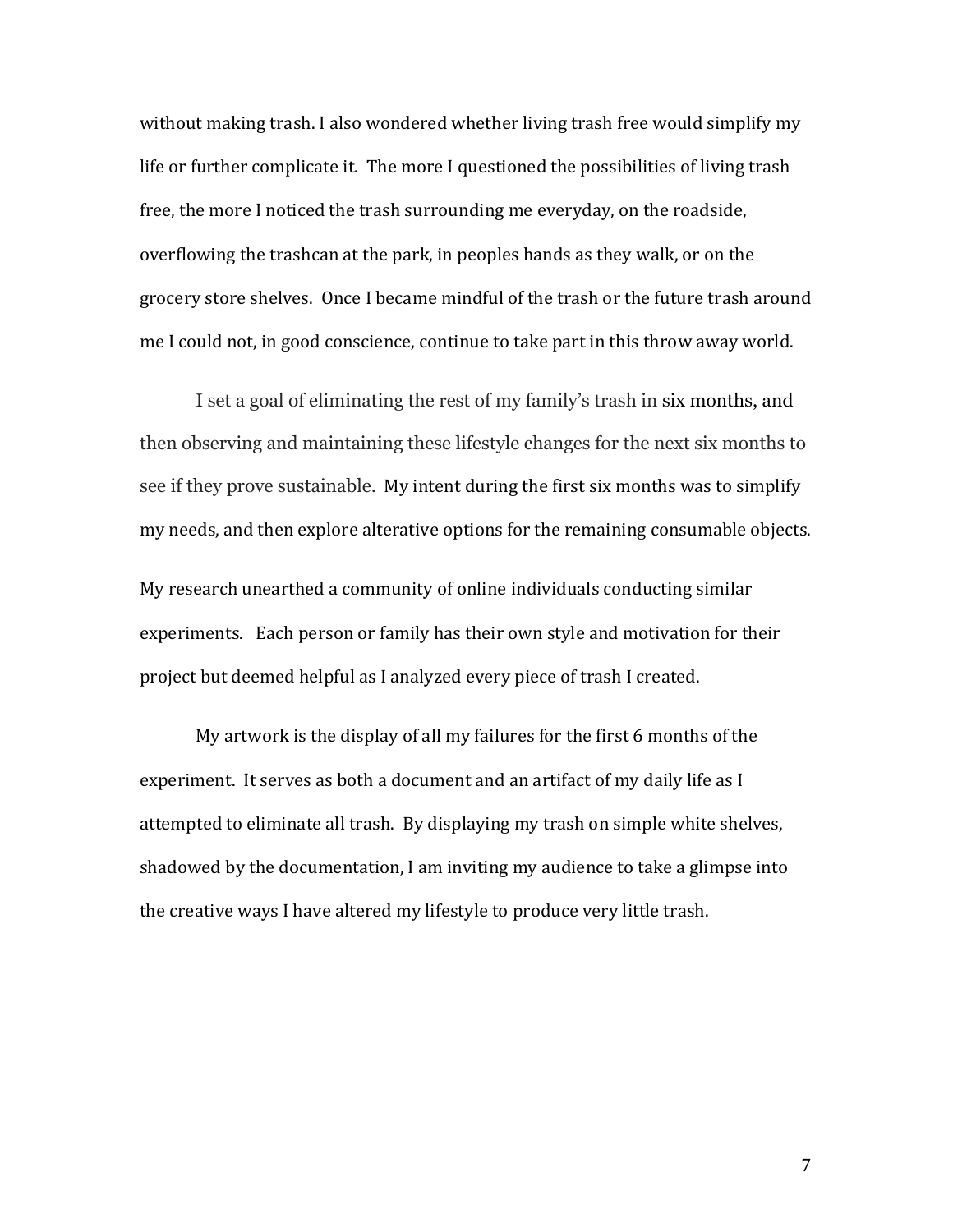without making trash. I also wondered whether living trash free would simplify my life or further complicate it. The more I questioned the possibilities of living trash free, the more I noticed the trash surrounding me everyday, on the roadside, overflowing the trashcan at the park, in peoples hands as they walk, or on the grocery store shelves. Once I became mindful of the trash or the future trash around me I could not, in good conscience, continue to take part in this throw away world.

I set a goal of eliminating the rest of my family's trash in six months, and then observing and maintaining these lifestyle changes for the next six months to see if they prove sustainable. My intent during the first six months was to simplify my needs, and then explore alterative options for the remaining consumable objects.

My research unearthed a community of online individuals conducting similar experiments. Each person or family has their own style and motivation for their project but deemed helpful as I analyzed every piece of trash I created.

My artwork is the display of all my failures for the first 6 months of the experiment. It serves as both a document and an artifact of my daily life as I attempted to eliminate all trash. By displaying my trash on simple white shelves, shadowed by the documentation, I am inviting my audience to take a glimpse into the creative ways I have altered my lifestyle to produce very little trash.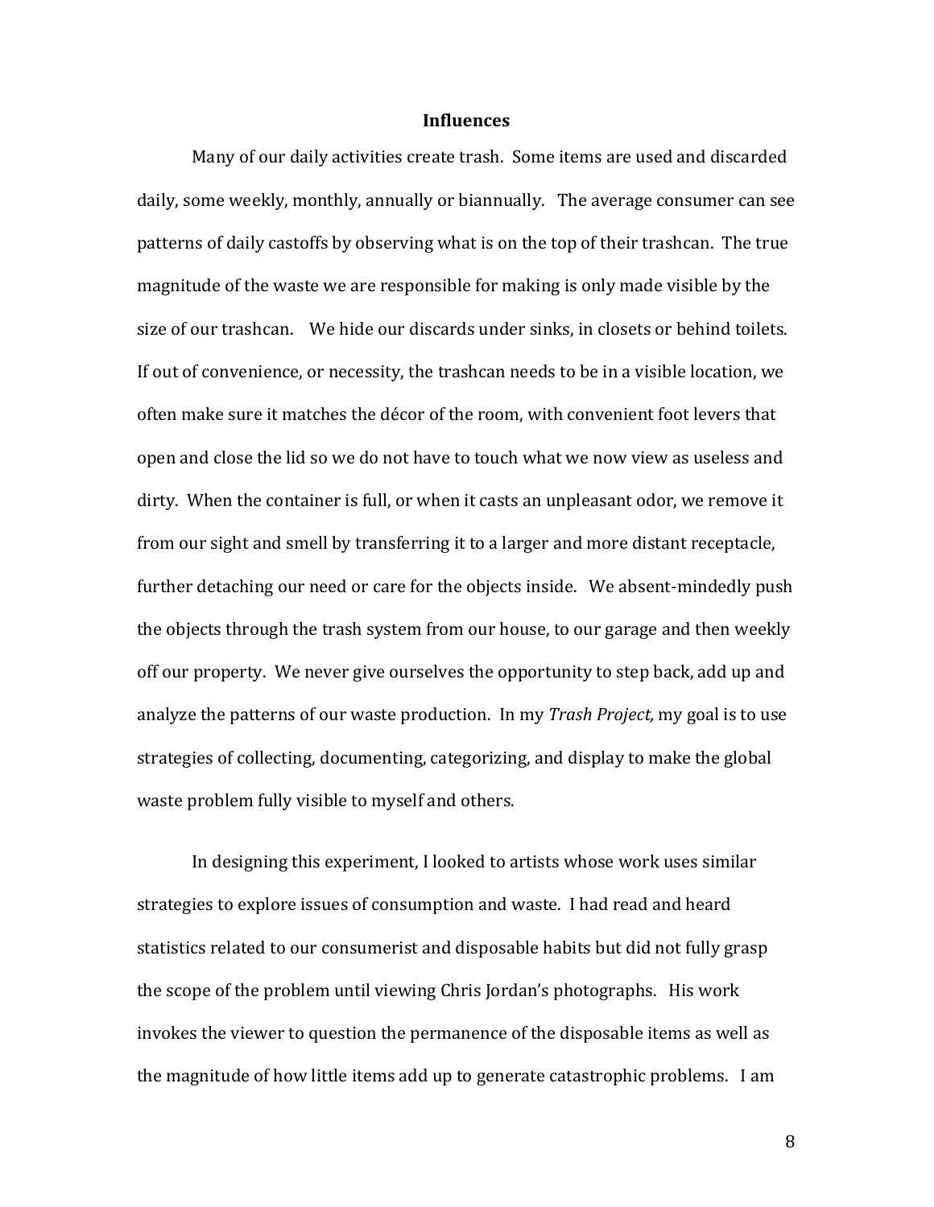## Influences

Many of our daily activities create trash. Some items are used and discarded daily, some weekly, monthly, annually or biannually. The average consumer can see patterns of daily castoffs by observing what is on the top of their trashcan. The true magnitude of the waste we are responsible for making is only made visible by the size of our trashcan. We hide our discards under sinks, in closets or behind toilets. If out of convenience, or necessity, the trashcan needs to be in a visible location, we often make sure it matches the décor of the room, with convenient foot levers that open and close the lid so we do not have to touch what we now view as useless and dirty. When the container is full, or when it casts an unpleasant odor, we remove it from our sight and smell by transferring it to a larger and more distant receptacle, further detaching our need or care for the objects inside. We absent-mindedly push the objects through the trash system from our house, to our garage and then weekly off our property. We never give ourselves the opportunity to step back, add up and analyze the patterns of our waste production. In my *Trash Project,* my goal is to use strategies of collecting, documenting, categorizing, and display to make the global waste problem fully visible to myself and others.

In designing this experiment, I looked to artists whose work uses similar strategies to explore issues of consumption and waste. I had read and heard statistics related to our consumerist and disposable habits but did not fully grasp the scope of the problem until viewing Chris Jordan's photographs. His work invokes the viewer to question the permanence of the disposable items as well as the magnitude of how little items add up to generate catastrophic problems. I am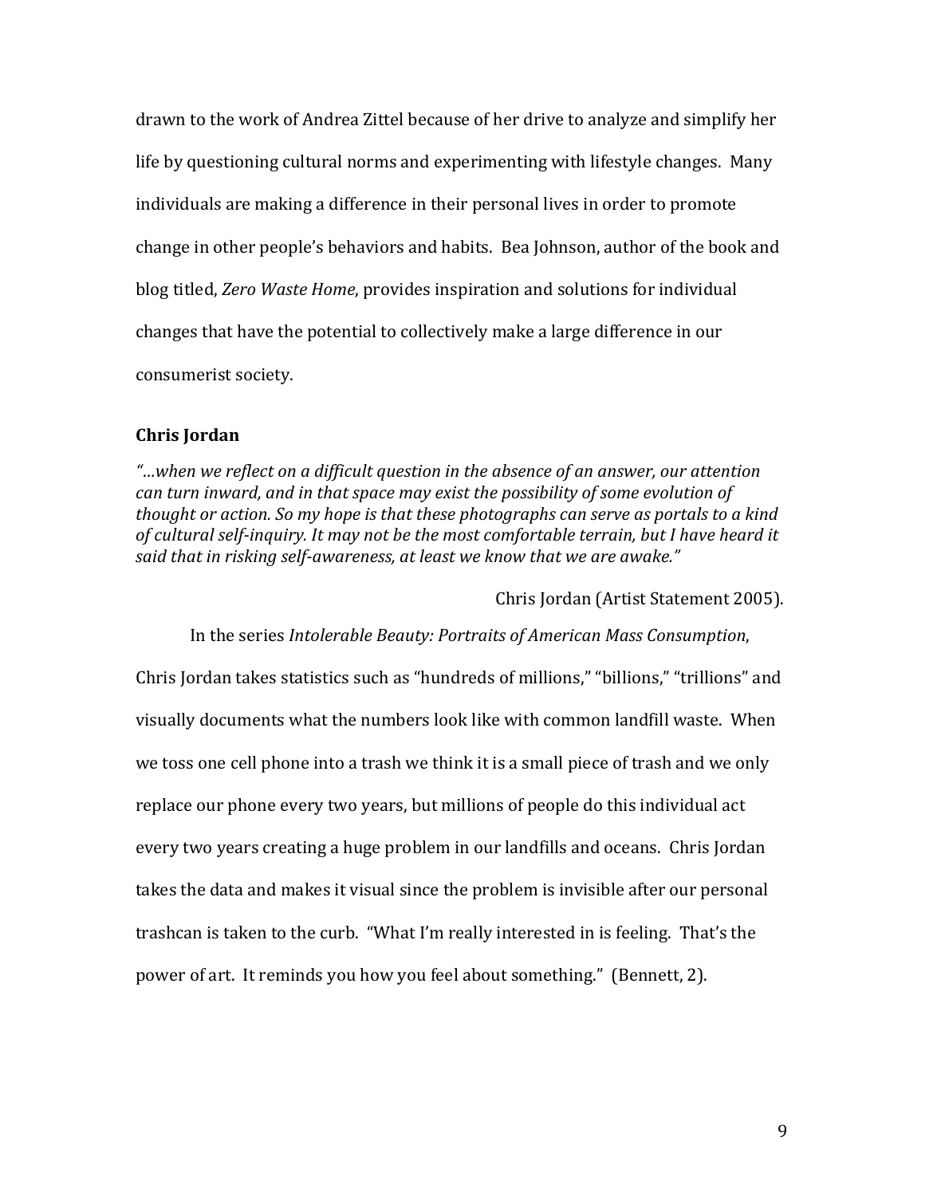drawn to the work of Andrea Zittel because of her drive to analyze and simplify her life by questioning cultural norms and experimenting with lifestyle changes. Many individuals are making a difference in their personal lives in order to promote change in other people's behaviors and habits. Bea Johnson, author of the book and blog titled, *Zero Waste Home*, provides inspiration and solutions for individual changes that have the potential to collectively make a large difference in our consumerist society.

**Chris Jordan**

*"…when we reflect on a difficult question in the absence of an answer, our attention can turn inward, and in that space may exist the possibility of some evolution of thought or action. So my hope is that these photographs can serve as portals to a kind of cultural self-inquiry. It may not be the most comfortable terrain, but I have heard it said that in risking self-awareness, at least we know that we are awake."*

Chris Jordan (Artist Statement 2005).

In the series *Intolerable Beauty: Portraits of American Mass Consumption*, Chris Jordan takes statistics such as "hundreds of millions," "billions," "trillions" and visually documents what the numbers look like with common landfill waste. When we toss one cell phone into a trash we think it is a small piece of trash and we only replace our phone every two years, but millions of people do this individual act every two years creating a huge problem in our landfills and oceans. Chris Jordan takes the data and makes it visual since the problem is invisible after our personal trashcan is taken to the curb. "What I'm really interested in is feeling. That's the power of art. It reminds you how you feel about something." (Bennett, 2).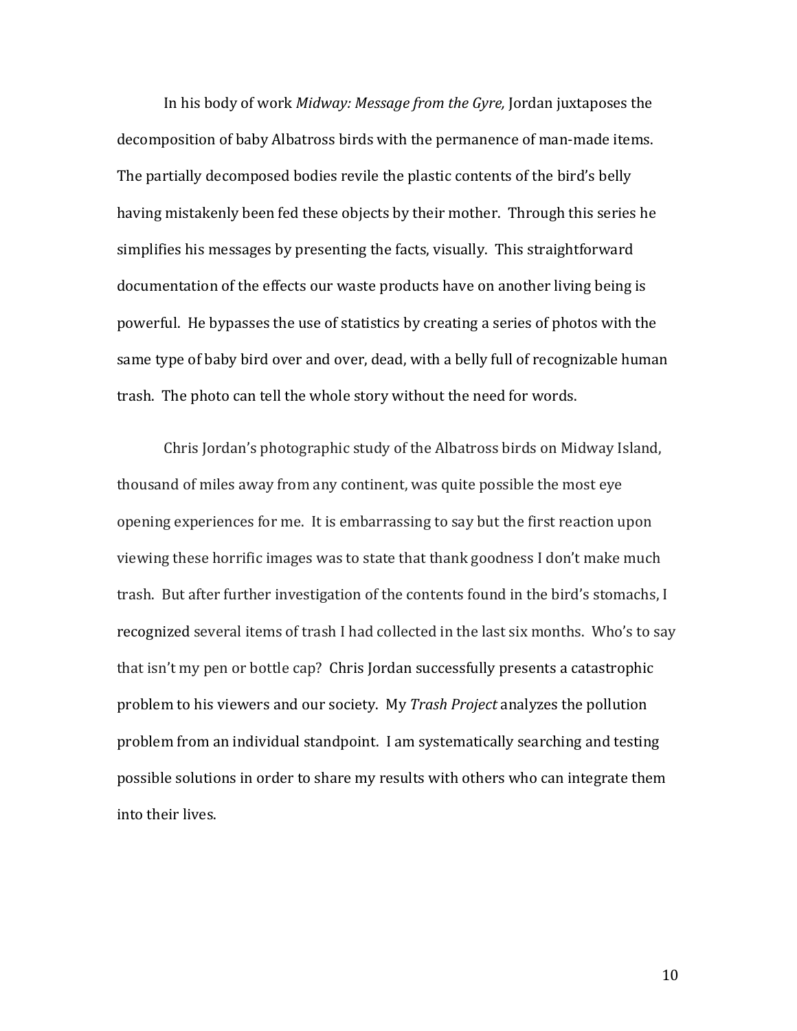In his body of work *Midway: Message from the Gyre,* Jordan juxtaposes the decomposition of baby Albatross birds with the permanence of man-made items. The partially decomposed bodies revile the plastic contents of the bird's belly having mistakenly been fed these objects by their mother. Through this series he simplifies his messages by presenting the facts, visually. This straightforward documentation of the effects our waste products have on another living being is powerful. He bypasses the use of statistics by creating a series of photos with the same type of baby bird over and over, dead, with a belly full of recognizable human trash. The photo can tell the whole story without the need for words.

Chris Jordan's photographic study of the Albatross birds on Midway Island, thousand of miles away from any continent, was quite possible the most eye opening experiences for me. It is embarrassing to say but the first reaction upon viewing these horrific images was to state that thank goodness I don't make much trash. But after further investigation of the contents found in the bird's stomachs, I recognized several items of trash I had collected in the last six months. Who's to say that isn't my pen or bottle cap? Chris Jordan successfully presents a catastrophic problem to his viewers and our society. My *Trash Project* analyzes the pollution problem from an individual standpoint. I am systematically searching and testing possible solutions in order to share my results with others who can integrate them into their lives.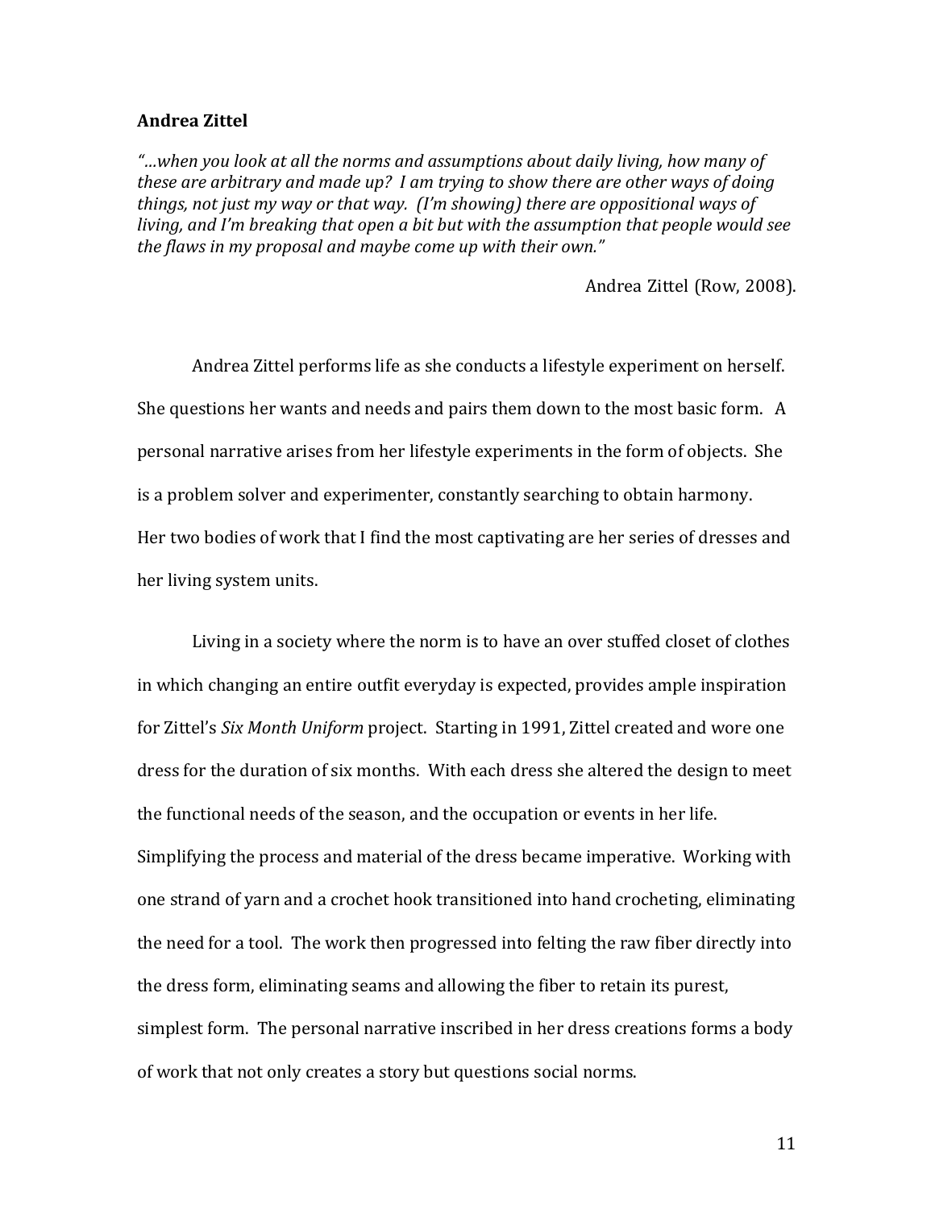**Andrea Zittel**

*"…when you look at all the norms and assumptions about daily living, how many of these are arbitrary and made up? I am trying to show there are other ways of doing things, not just my way or that way. (I'm showing) there are oppositional ways of living, and I'm breaking that open a bit but with the assumption that people would see the flaws in my proposal and maybe come up with their own."*

Andrea Zittel (Row, 2008).

Andrea Zittel performs life as she conducts a lifestyle experiment on herself. She questions her wants and needs and pairs them down to the most basic form. A personal narrative arises from her lifestyle experiments in the form of objects. She is a problem solver and experimenter, constantly searching to obtain harmony. Her two bodies of work that I find the most captivating are her series of dresses and her living system units.

Living in a society where the norm is to have an over stuffed closet of clothes in which changing an entire outfit everyday is expected, provides ample inspiration for Zittel's *Six Month Uniform* project. Starting in 1991, Zittel created and wore one dress for the duration of six months. With each dress she altered the design to meet the functional needs of the season, and the occupation or events in her life. Simplifying the process and material of the dress became imperative. Working with one strand of yarn and a crochet hook transitioned into hand crocheting, eliminating the need for a tool. The work then progressed into felting the raw fiber directly into the dress form, eliminating seams and allowing the fiber to retain its purest, simplest form. The personal narrative inscribed in her dress creations forms a body of work that not only creates a story but questions social norms.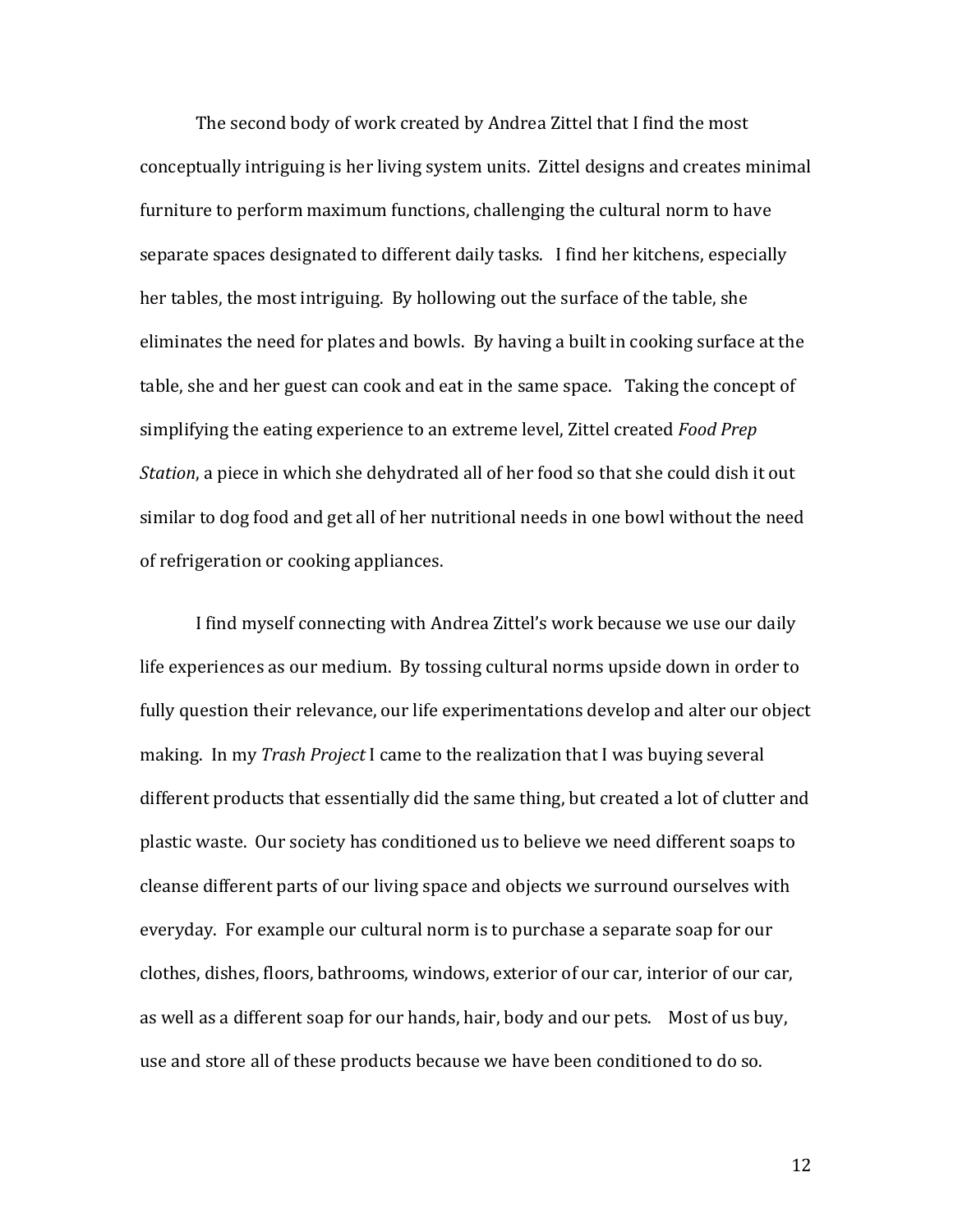The second body of work created by Andrea Zittel that I find the most conceptually intriguing is her living system units. Zittel designs and creates minimal furniture to perform maximum functions, challenging the cultural norm to have separate spaces designated to different daily tasks. I find her kitchens, especially her tables, the most intriguing. By hollowing out the surface of the table, she eliminates the need for plates and bowls. By having a built in cooking surface at the table, she and her guest can cook and eat in the same space. Taking the concept of simplifying the eating experience to an extreme level, Zittel created *Food Prep Station*, a piece in which she dehydrated all of her food so that she could dish it out similar to dog food and get all of her nutritional needs in one bowl without the need of refrigeration or cooking appliances.

I find myself connecting with Andrea Zittel's work because we use our daily life experiences as our medium. By tossing cultural norms upside down in order to fully question their relevance, our life experimentations develop and alter our object making. In my *Trash Project* I came to the realization that I was buying several different products that essentially did the same thing, but created a lot of clutter and plastic waste. Our society has conditioned us to believe we need different soaps to cleanse different parts of our living space and objects we surround ourselves with everyday. For example our cultural norm is to purchase a separate soap for our clothes, dishes, floors, bathrooms, windows, exterior of our car, interior of our car, as well as a different soap for our hands, hair, body and our pets. Most of us buy, use and store all of these products because we have been conditioned to do so.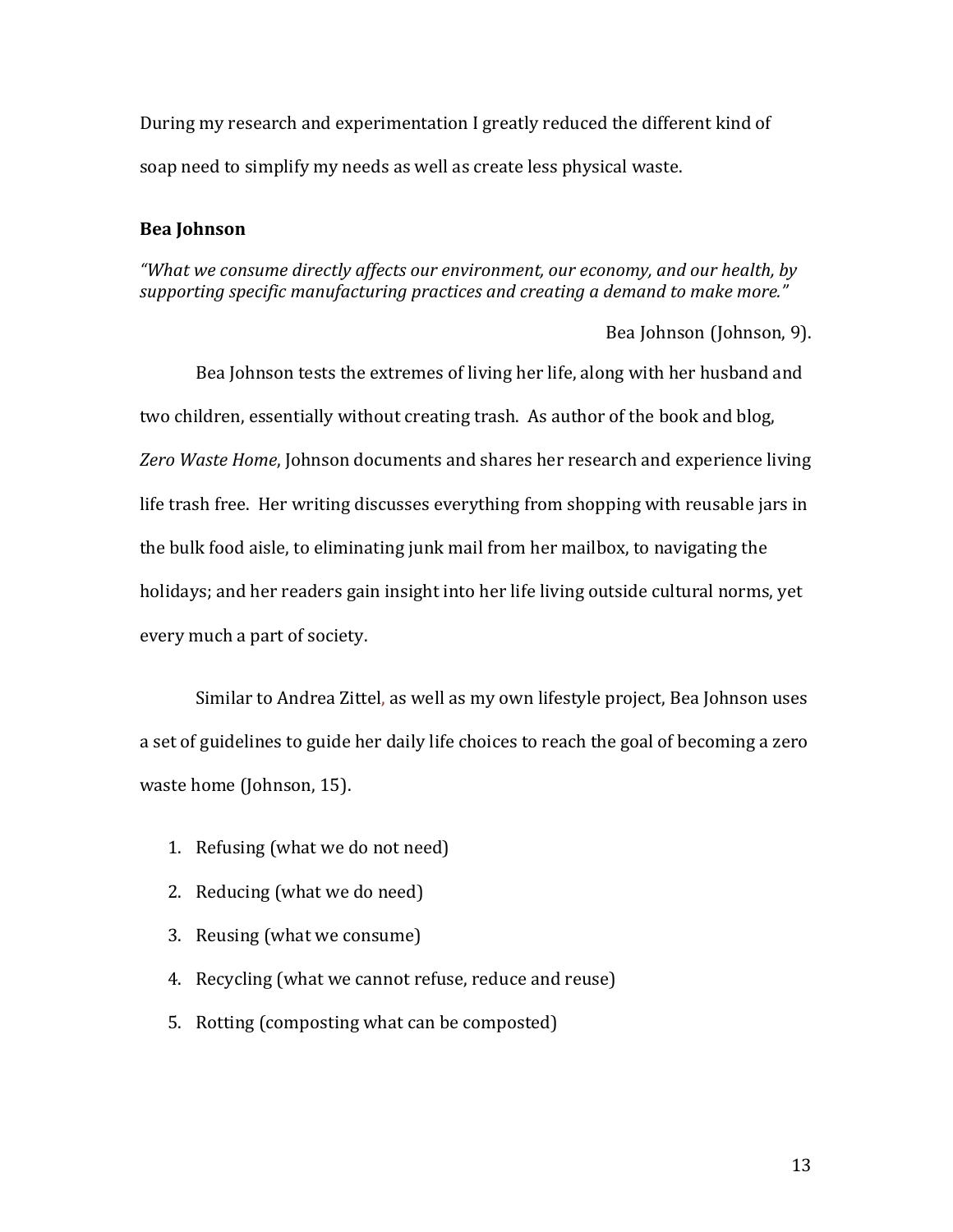During my research and experimentation I greatly reduced the different kind of soap need to simplify my needs as well as create less physical waste.

**Bea Johnson**

*"What we consume directly affects our environment, our economy, and our health, by supporting specific manufacturing practices and creating a demand to make more."*

Bea Johnson (Johnson, 9).

Bea Johnson tests the extremes of living her life, along with her husband and two children, essentially without creating trash. As author of the book and blog, *Zero Waste Home*, Johnson documents and shares her research and experience living life trash free. Her writing discusses everything from shopping with reusable jars in the bulk food aisle, to eliminating junk mail from her mailbox, to navigating the holidays; and her readers gain insight into her life living outside cultural norms, yet every much a part of society.

Similar to Andrea Zittel, as well as my own lifestyle project, Bea Johnson uses a set of guidelines to guide her daily life choices to reach the goal of becoming a zero waste home (Johnson, 15).

1. Refusing (what we do not need)
2. Reducing (what we do need)
3. Reusing (what we consume)
4. Recycling (what we cannot refuse, reduce and reuse)
5. Rotting (composting what can be composted)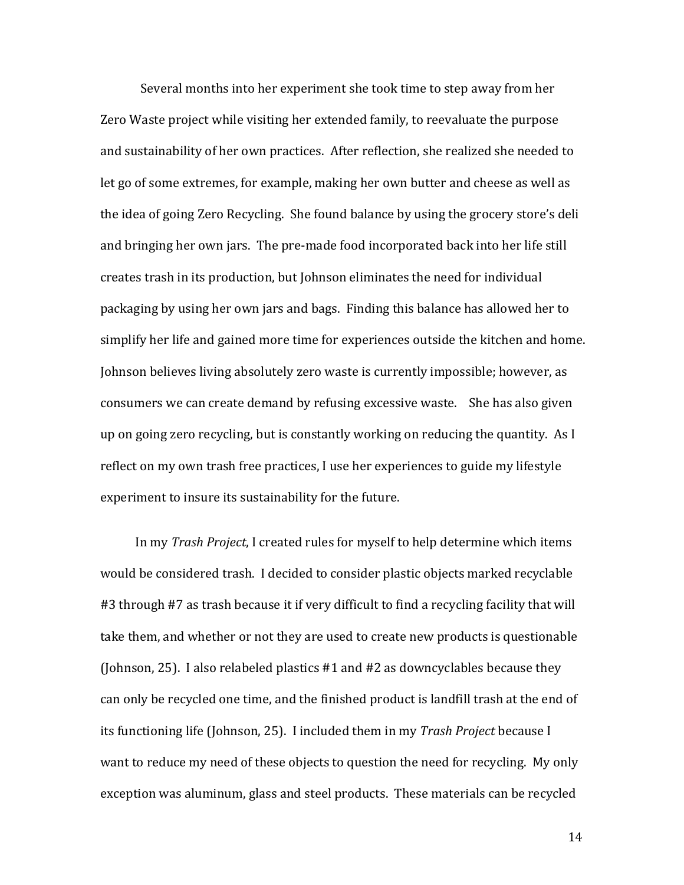Several months into her experiment she took time to step away from her Zero Waste project while visiting her extended family, to reevaluate the purpose and sustainability of her own practices. After reflection, she realized she needed to let go of some extremes, for example, making her own butter and cheese as well as the idea of going Zero Recycling. She found balance by using the grocery store's deli and bringing her own jars. The pre-made food incorporated back into her life still creates trash in its production, but Johnson eliminates the need for individual packaging by using her own jars and bags. Finding this balance has allowed her to simplify her life and gained more time for experiences outside the kitchen and home. Johnson believes living absolutely zero waste is currently impossible; however, as consumers we can create demand by refusing excessive waste. She has also given up on going zero recycling, but is constantly working on reducing the quantity. As I reflect on my own trash free practices, I use her experiences to guide my lifestyle experiment to insure its sustainability for the future.

In my *Trash Project*, I created rules for myself to help determine which items would be considered trash. I decided to consider plastic objects marked recyclable #3 through #7 as trash because it if very difficult to find a recycling facility that will take them, and whether or not they are used to create new products is questionable (Johnson, 25). I also relabeled plastics #1 and #2 as downcyclables because they can only be recycled one time, and the finished product is landfill trash at the end of its functioning life (Johnson, 25). I included them in my *Trash Project* because I want to reduce my need of these objects to question the need for recycling. My only exception was aluminum, glass and steel products. These materials can be recycled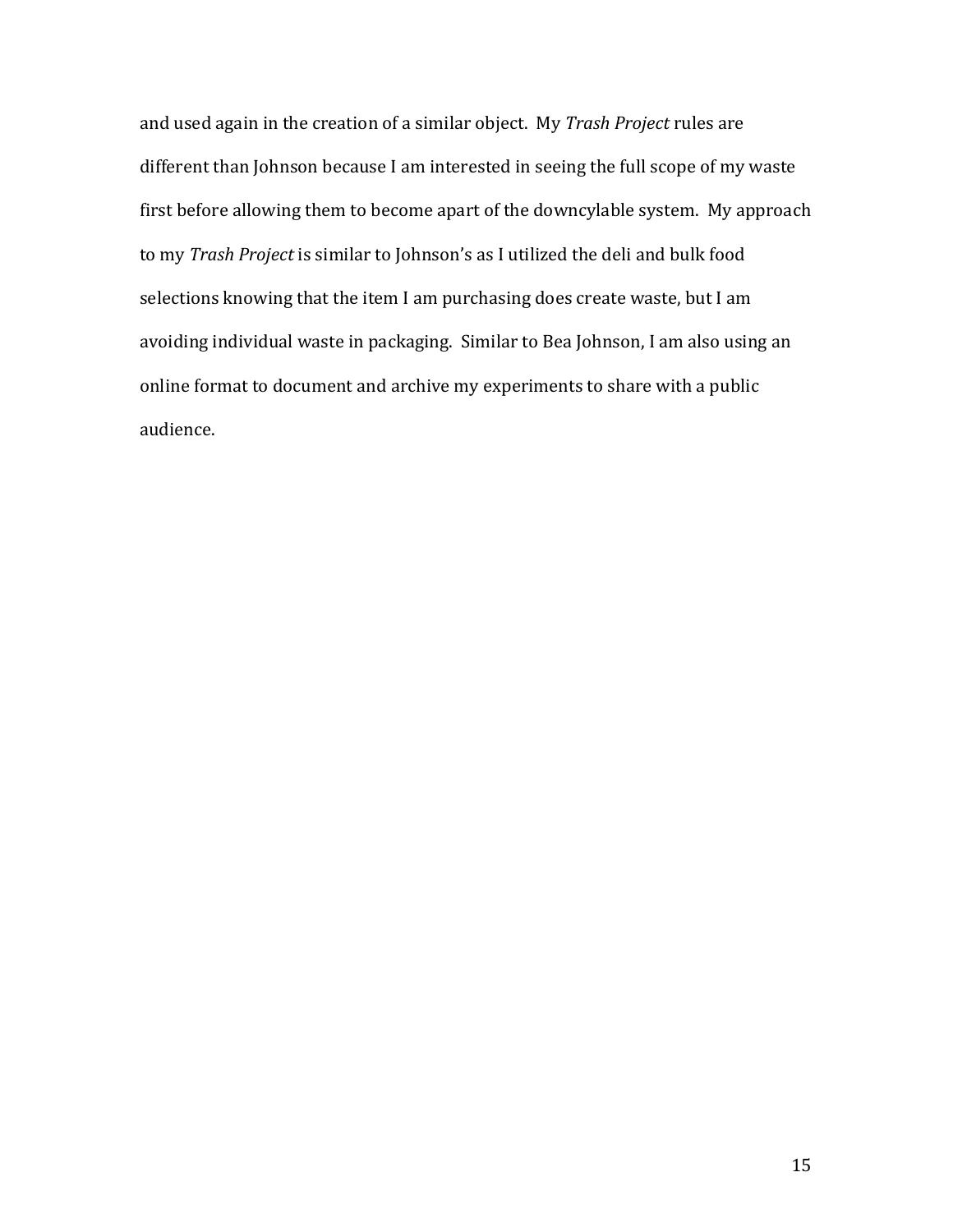and used again in the creation of a similar object. My *Trash Project* rules are different than Johnson because I am interested in seeing the full scope of my waste first before allowing them to become apart of the downcylable system. My approach to my *Trash Project* is similar to Johnson's as I utilized the deli and bulk food selections knowing that the item I am purchasing does create waste, but I am avoiding individual waste in packaging. Similar to Bea Johnson, I am also using an online format to document and archive my experiments to share with a public audience.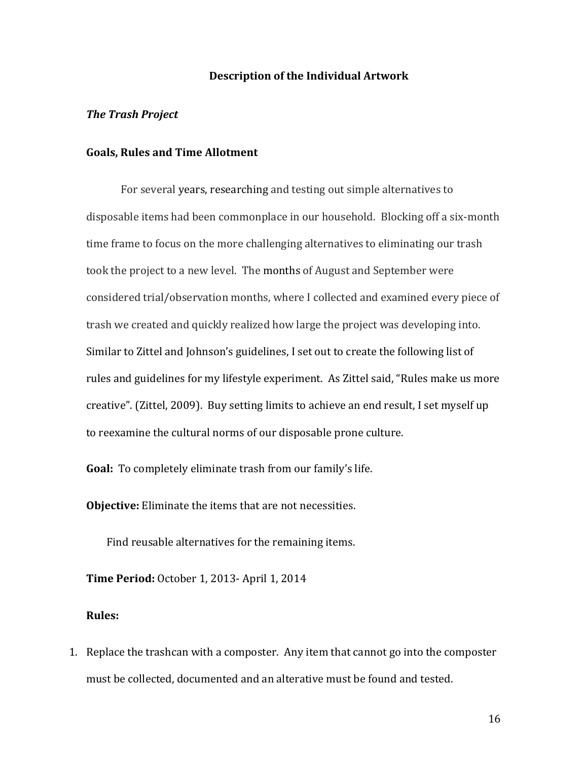## Description of the Individual Artwork

### *The Trash Project*

### Goals, Rules and Time Allotment

For several years, researching and testing out simple alternatives to disposable items had been commonplace in our household. Blocking off a six-month time frame to focus on the more challenging alternatives to eliminating our trash took the project to a new level. The months of August and September were considered trial/observation months, where I collected and examined every piece of trash we created and quickly realized how large the project was developing into. Similar to Zittel and Johnson's guidelines, I set out to create the following list of rules and guidelines for my lifestyle experiment. As Zittel said, "Rules make us more creative". (Zittel, 2009). Buy setting limits to achieve an end result, I set myself up to reexamine the cultural norms of our disposable prone culture.

**Goal:** To completely eliminate trash from our family's life.

**Objective:** Eliminate the items that are not necessities.

Find reusable alternatives for the remaining items.

**Time Period:** October 1, 2013- April 1, 2014

**Rules:**

1. Replace the trashcan with a composter. Any item that cannot go into the composter must be collected, documented and an alterative must be found and tested.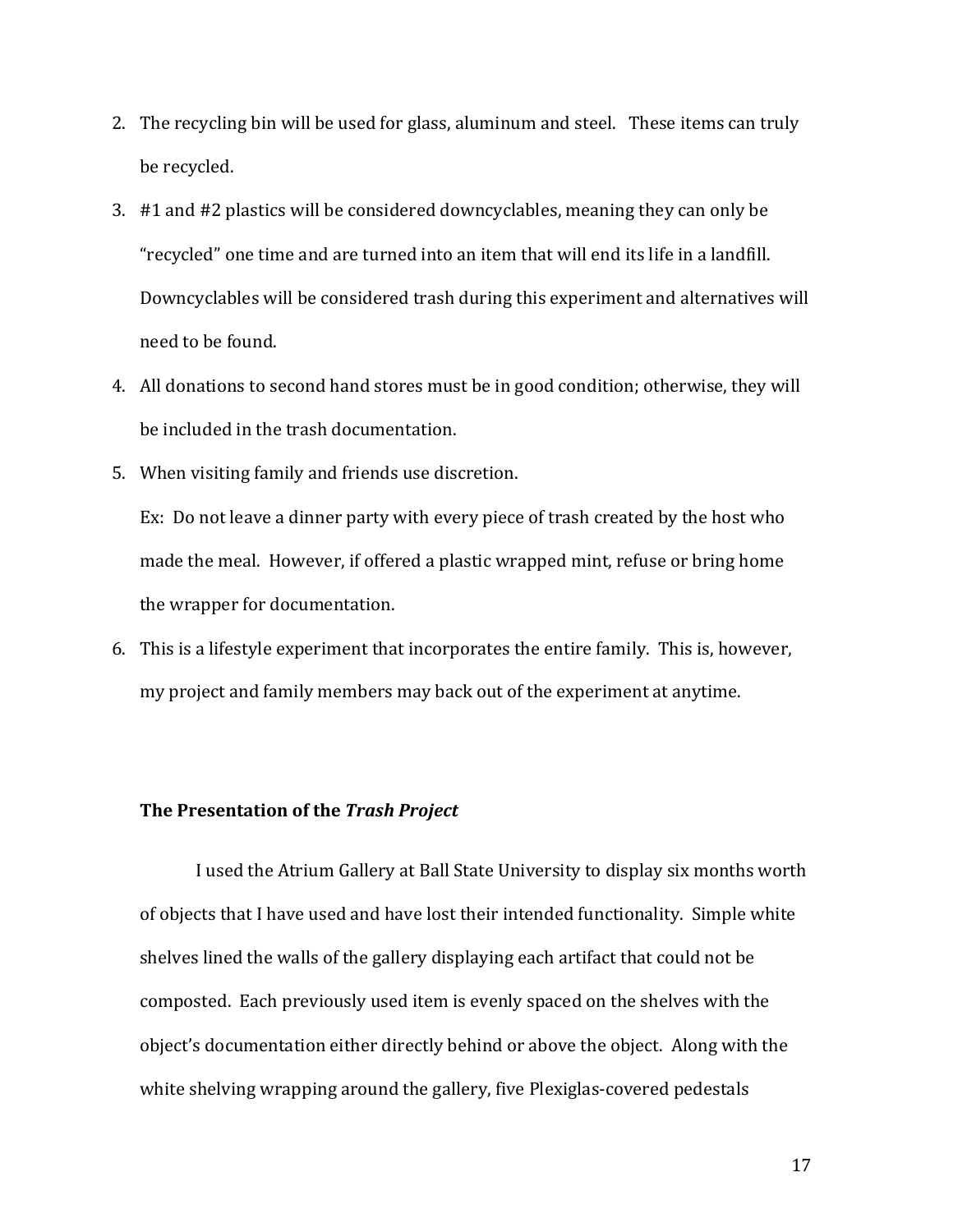2. The recycling bin will be used for glass, aluminum and steel. These items can truly be recycled.
3. #1 and #2 plastics will be considered downcyclables, meaning they can only be "recycled" one time and are turned into an item that will end its life in a landfill. Downcyclables will be considered trash during this experiment and alternatives will need to be found.
4. All donations to second hand stores must be in good condition; otherwise, they will be included in the trash documentation.
5. When visiting family and friends use discretion.

   Ex: Do not leave a dinner party with every piece of trash created by the host who made the meal. However, if offered a plastic wrapped mint, refuse or bring home the wrapper for documentation.
6. This is a lifestyle experiment that incorporates the entire family. This is, however, my project and family members may back out of the experiment at anytime.

### The Presentation of the *Trash Project*

I used the Atrium Gallery at Ball State University to display six months worth of objects that I have used and have lost their intended functionality. Simple white shelves lined the walls of the gallery displaying each artifact that could not be composted. Each previously used item is evenly spaced on the shelves with the object's documentation either directly behind or above the object. Along with the white shelving wrapping around the gallery, five Plexiglas-covered pedestals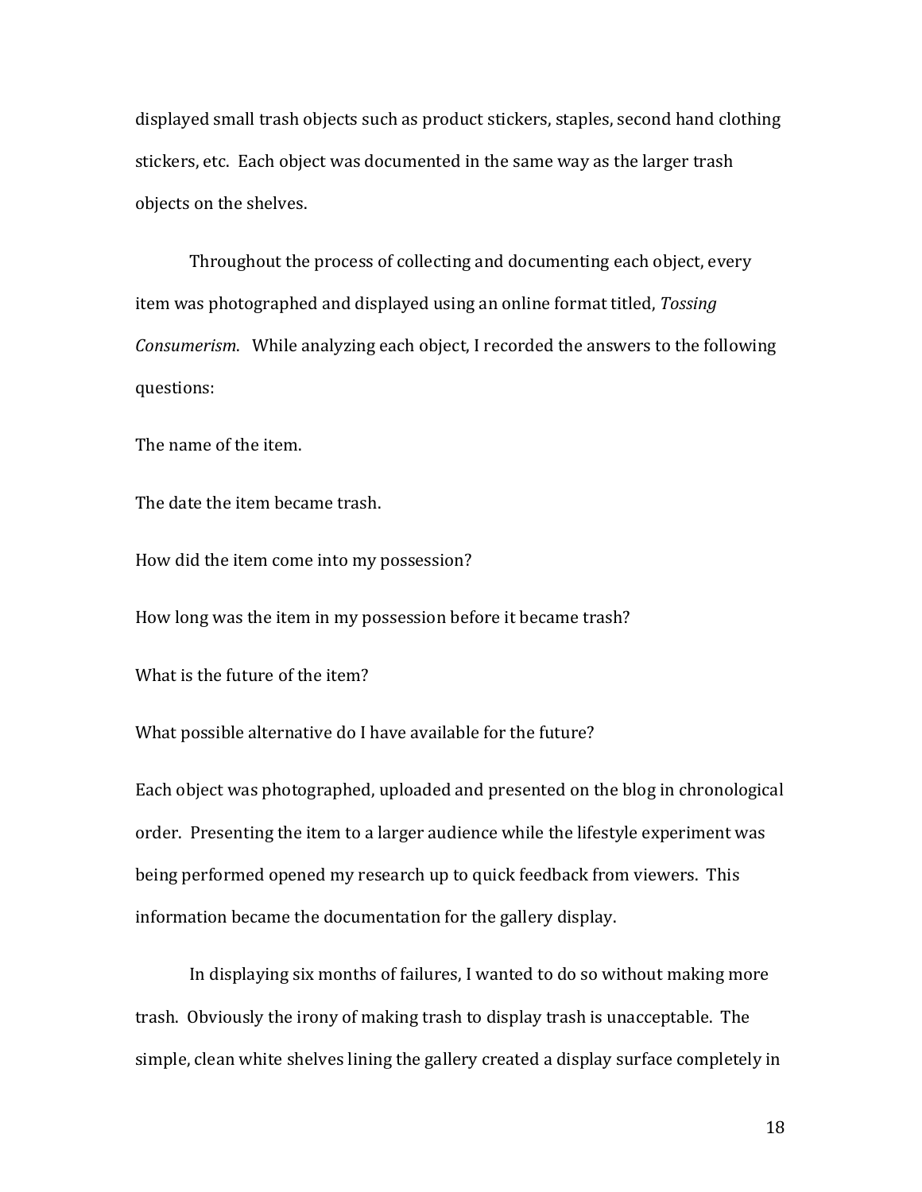displayed small trash objects such as product stickers, staples, second hand clothing stickers, etc. Each object was documented in the same way as the larger trash objects on the shelves.

Throughout the process of collecting and documenting each object, every item was photographed and displayed using an online format titled, *Tossing Consumerism*. While analyzing each object, I recorded the answers to the following questions:

The name of the item.

The date the item became trash.

How did the item come into my possession?

How long was the item in my possession before it became trash?

What is the future of the item?

What possible alternative do I have available for the future?

Each object was photographed, uploaded and presented on the blog in chronological order. Presenting the item to a larger audience while the lifestyle experiment was being performed opened my research up to quick feedback from viewers. This information became the documentation for the gallery display.

In displaying six months of failures, I wanted to do so without making more trash. Obviously the irony of making trash to display trash is unacceptable. The simple, clean white shelves lining the gallery created a display surface completely in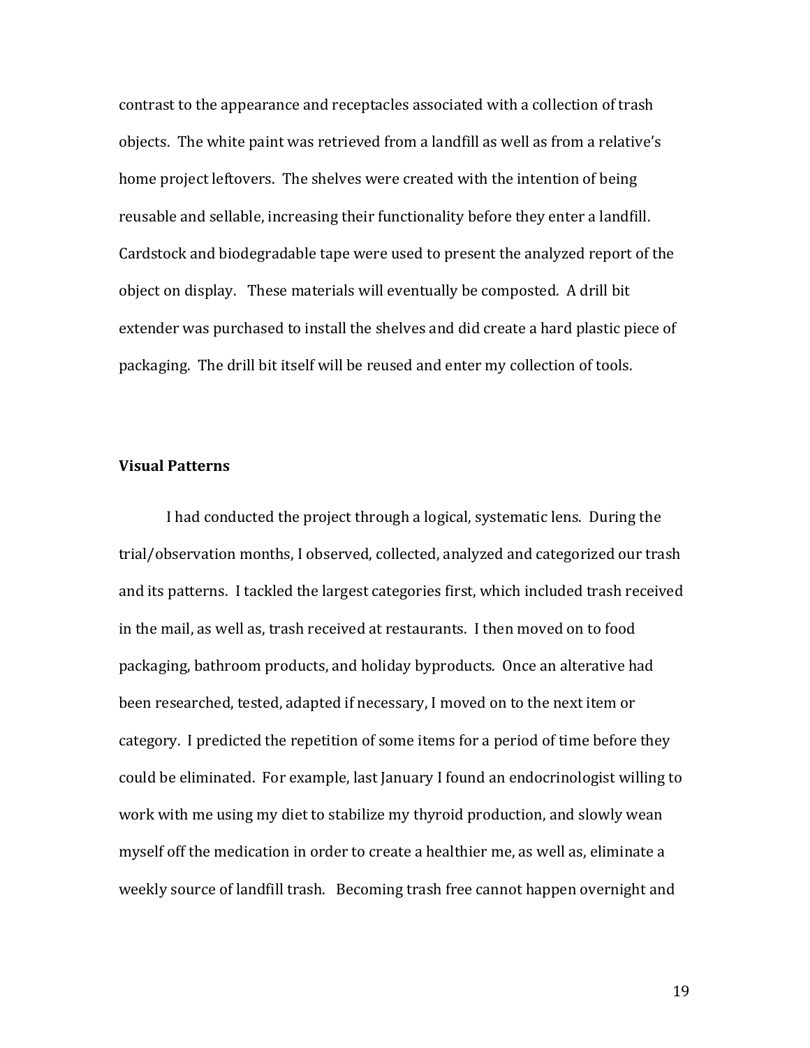contrast to the appearance and receptacles associated with a collection of trash objects. The white paint was retrieved from a landfill as well as from a relative's home project leftovers. The shelves were created with the intention of being reusable and sellable, increasing their functionality before they enter a landfill. Cardstock and biodegradable tape were used to present the analyzed report of the object on display. These materials will eventually be composted. A drill bit extender was purchased to install the shelves and did create a hard plastic piece of packaging. The drill bit itself will be reused and enter my collection of tools.

**Visual Patterns**

I had conducted the project through a logical, systematic lens. During the trial/observation months, I observed, collected, analyzed and categorized our trash and its patterns. I tackled the largest categories first, which included trash received in the mail, as well as, trash received at restaurants. I then moved on to food packaging, bathroom products, and holiday byproducts. Once an alterative had been researched, tested, adapted if necessary, I moved on to the next item or category. I predicted the repetition of some items for a period of time before they could be eliminated. For example, last January I found an endocrinologist willing to work with me using my diet to stabilize my thyroid production, and slowly wean myself off the medication in order to create a healthier me, as well as, eliminate a weekly source of landfill trash. Becoming trash free cannot happen overnight and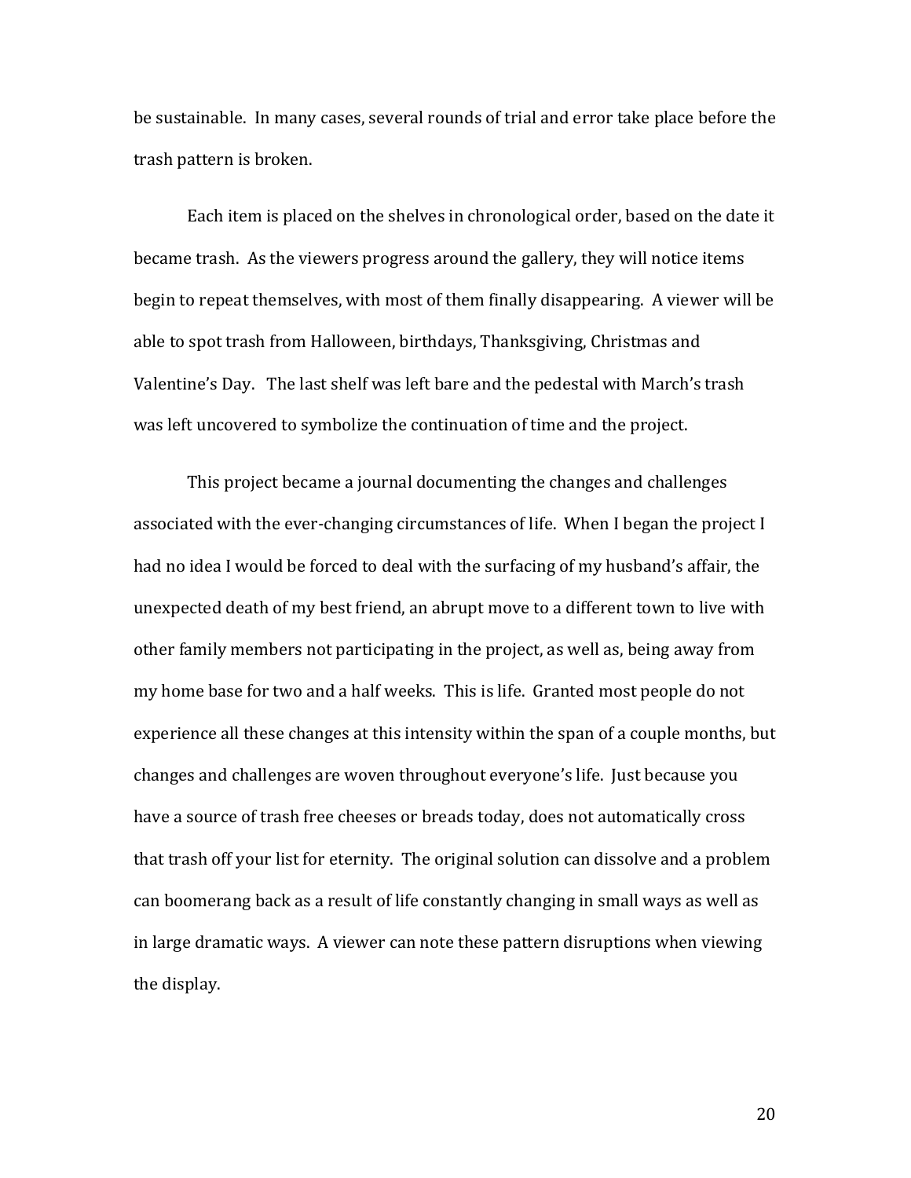be sustainable. In many cases, several rounds of trial and error take place before the trash pattern is broken.

Each item is placed on the shelves in chronological order, based on the date it became trash. As the viewers progress around the gallery, they will notice items begin to repeat themselves, with most of them finally disappearing. A viewer will be able to spot trash from Halloween, birthdays, Thanksgiving, Christmas and Valentine's Day. The last shelf was left bare and the pedestal with March's trash was left uncovered to symbolize the continuation of time and the project.

This project became a journal documenting the changes and challenges associated with the ever-changing circumstances of life. When I began the project I had no idea I would be forced to deal with the surfacing of my husband's affair, the unexpected death of my best friend, an abrupt move to a different town to live with other family members not participating in the project, as well as, being away from my home base for two and a half weeks. This is life. Granted most people do not experience all these changes at this intensity within the span of a couple months, but changes and challenges are woven throughout everyone's life. Just because you have a source of trash free cheeses or breads today, does not automatically cross that trash off your list for eternity. The original solution can dissolve and a problem can boomerang back as a result of life constantly changing in small ways as well as in large dramatic ways. A viewer can note these pattern disruptions when viewing the display.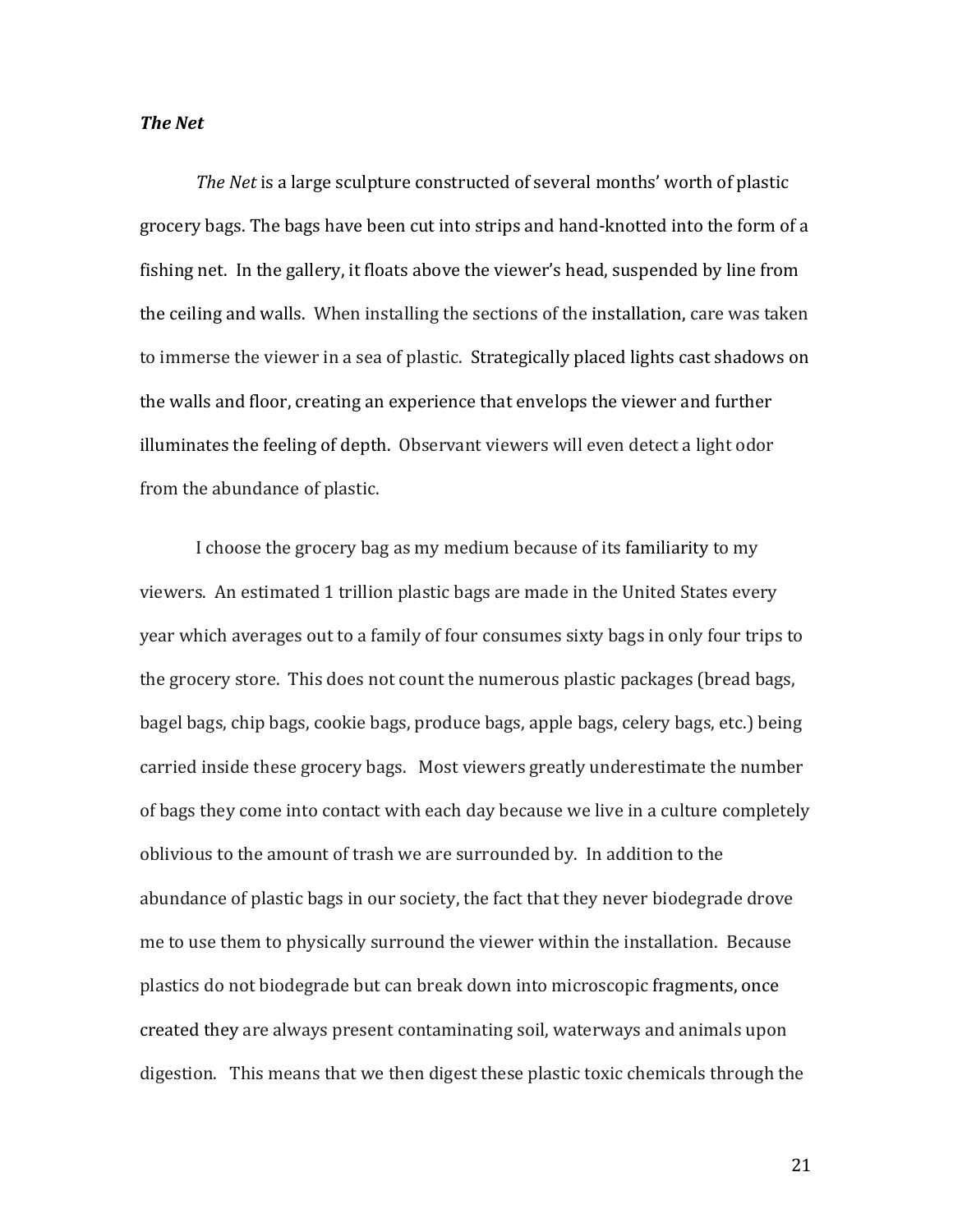***The Net***

*The Net* is a large sculpture constructed of several months' worth of plastic grocery bags. The bags have been cut into strips and hand-knotted into the form of a fishing net. In the gallery, it floats above the viewer's head, suspended by line from the ceiling and walls. When installing the sections of the installation, care was taken to immerse the viewer in a sea of plastic. Strategically placed lights cast shadows on the walls and floor, creating an experience that envelops the viewer and further illuminates the feeling of depth. Observant viewers will even detect a light odor from the abundance of plastic.

I choose the grocery bag as my medium because of its familiarity to my viewers. An estimated 1 trillion plastic bags are made in the United States every year which averages out to a family of four consumes sixty bags in only four trips to the grocery store. This does not count the numerous plastic packages (bread bags, bagel bags, chip bags, cookie bags, produce bags, apple bags, celery bags, etc.) being carried inside these grocery bags. Most viewers greatly underestimate the number of bags they come into contact with each day because we live in a culture completely oblivious to the amount of trash we are surrounded by. In addition to the abundance of plastic bags in our society, the fact that they never biodegrade drove me to use them to physically surround the viewer within the installation. Because plastics do not biodegrade but can break down into microscopic fragments, once created they are always present contaminating soil, waterways and animals upon digestion. This means that we then digest these plastic toxic chemicals through the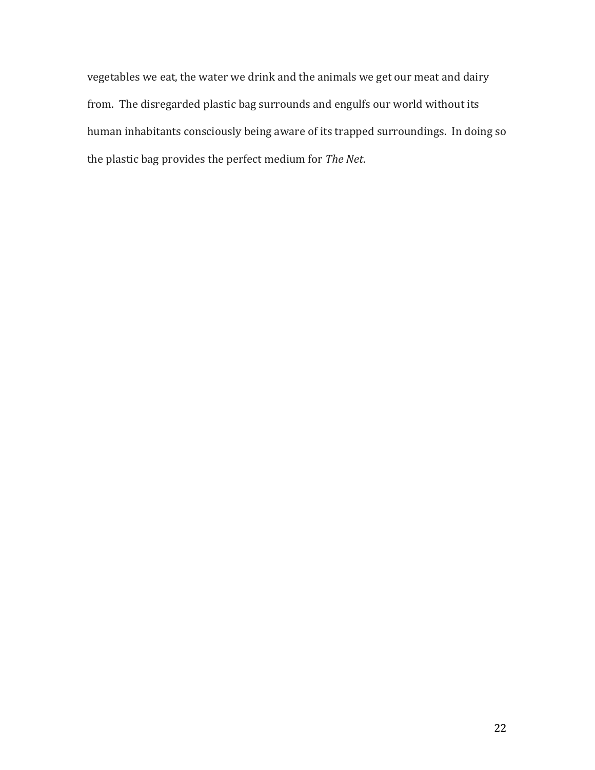vegetables we eat, the water we drink and the animals we get our meat and dairy from. The disregarded plastic bag surrounds and engulfs our world without its human inhabitants consciously being aware of its trapped surroundings. In doing so the plastic bag provides the perfect medium for *The Net*.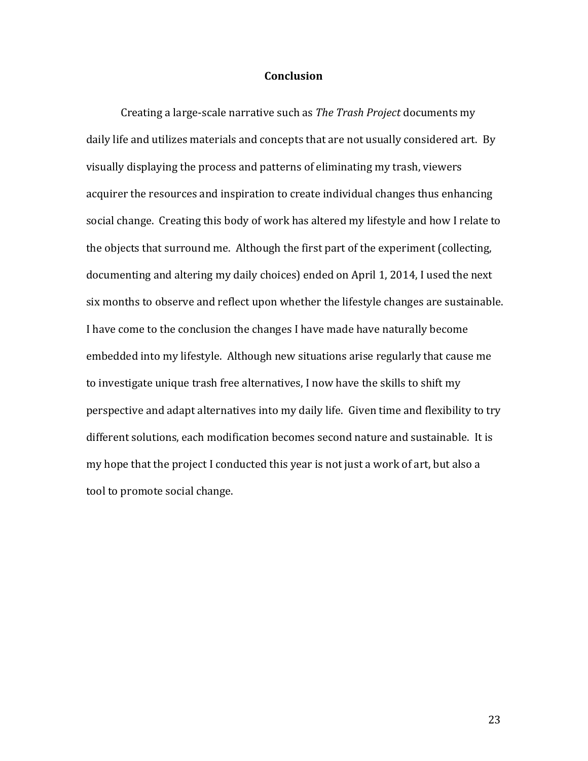# Conclusion

Creating a large-scale narrative such as *The Trash Project* documents my daily life and utilizes materials and concepts that are not usually considered art. By visually displaying the process and patterns of eliminating my trash, viewers acquirer the resources and inspiration to create individual changes thus enhancing social change. Creating this body of work has altered my lifestyle and how I relate to the objects that surround me. Although the first part of the experiment (collecting, documenting and altering my daily choices) ended on April 1, 2014, I used the next six months to observe and reflect upon whether the lifestyle changes are sustainable. I have come to the conclusion the changes I have made have naturally become embedded into my lifestyle. Although new situations arise regularly that cause me to investigate unique trash free alternatives, I now have the skills to shift my perspective and adapt alternatives into my daily life. Given time and flexibility to try different solutions, each modification becomes second nature and sustainable. It is my hope that the project I conducted this year is not just a work of art, but also a tool to promote social change.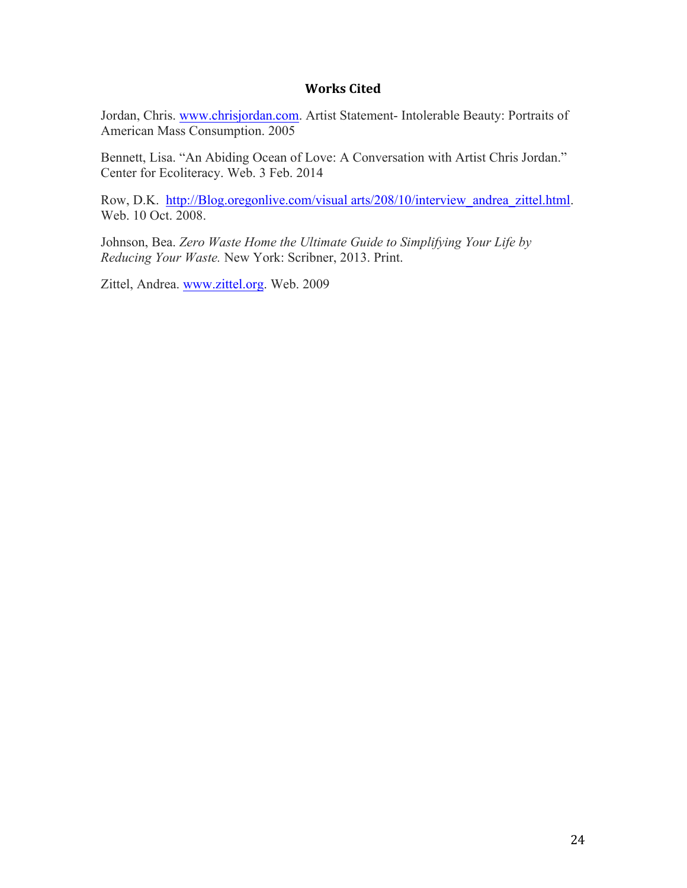# Works Cited

Jordan, Chris. www.chrisjordan.com. Artist Statement- Intolerable Beauty: Portraits of American Mass Consumption. 2005

Bennett, Lisa. "An Abiding Ocean of Love: A Conversation with Artist Chris Jordan." Center for Ecoliteracy. Web. 3 Feb. 2014

Row, D.K. http://Blog.oregonlive.com/visual arts/208/10/interview_andrea_zittel.html. Web. 10 Oct. 2008.

Johnson, Bea. *Zero Waste Home the Ultimate Guide to Simplifying Your Life by Reducing Your Waste.* New York: Scribner, 2013. Print.

Zittel, Andrea. www.zittel.org. Web. 2009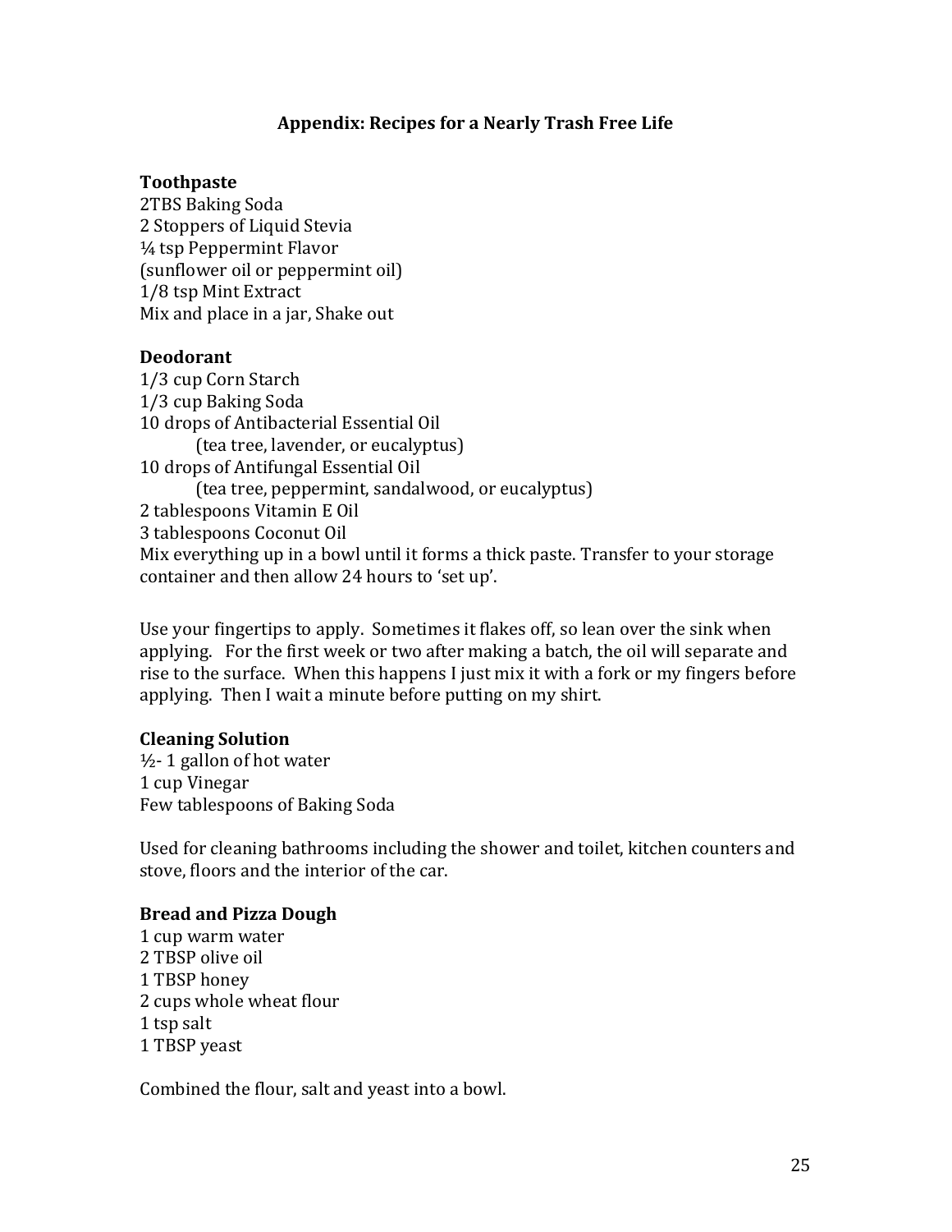## Appendix: Recipes for a Nearly Trash Free Life

**Toothpaste**

2TBS Baking Soda
2 Stoppers of Liquid Stevia
¼ tsp Peppermint Flavor
(sunflower oil or peppermint oil)
1/8 tsp Mint Extract
Mix and place in a jar, Shake out

**Deodorant**

1/3 cup Corn Starch
1/3 cup Baking Soda
10 drops of Antibacterial Essential Oil
    (tea tree, lavender, or eucalyptus)
10 drops of Antifungal Essential Oil
    (tea tree, peppermint, sandalwood, or eucalyptus)
2 tablespoons Vitamin E Oil
3 tablespoons Coconut Oil
Mix everything up in a bowl until it forms a thick paste. Transfer to your storage container and then allow 24 hours to 'set up'.

Use your fingertips to apply. Sometimes it flakes off, so lean over the sink when applying. For the first week or two after making a batch, the oil will separate and rise to the surface. When this happens I just mix it with a fork or my fingers before applying. Then I wait a minute before putting on my shirt.

**Cleaning Solution**

½- 1 gallon of hot water
1 cup Vinegar
Few tablespoons of Baking Soda

Used for cleaning bathrooms including the shower and toilet, kitchen counters and stove, floors and the interior of the car.

**Bread and Pizza Dough**

1 cup warm water
2 TBSP olive oil
1 TBSP honey
2 cups whole wheat flour
1 tsp salt
1 TBSP yeast

Combined the flour, salt and yeast into a bowl.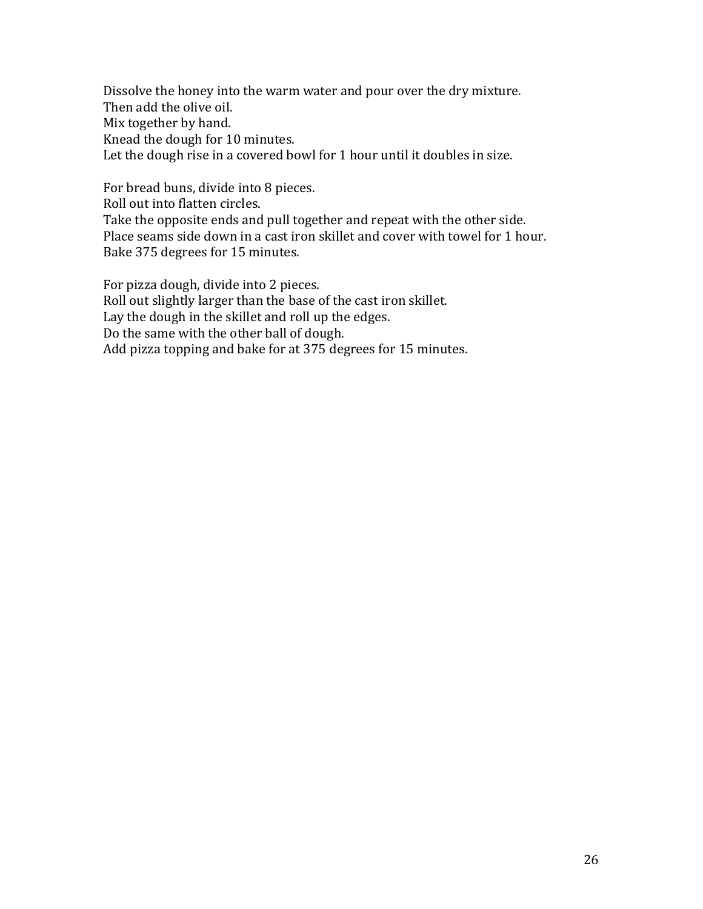Dissolve the honey into the warm water and pour over the dry mixture.
Then add the olive oil.
Mix together by hand.
Knead the dough for 10 minutes.
Let the dough rise in a covered bowl for 1 hour until it doubles in size.

For bread buns, divide into 8 pieces.
Roll out into flatten circles.
Take the opposite ends and pull together and repeat with the other side.
Place seams side down in a cast iron skillet and cover with towel for 1 hour.
Bake 375 degrees for 15 minutes.

For pizza dough, divide into 2 pieces.
Roll out slightly larger than the base of the cast iron skillet.
Lay the dough in the skillet and roll up the edges.
Do the same with the other ball of dough.
Add pizza topping and bake for at 375 degrees for 15 minutes.